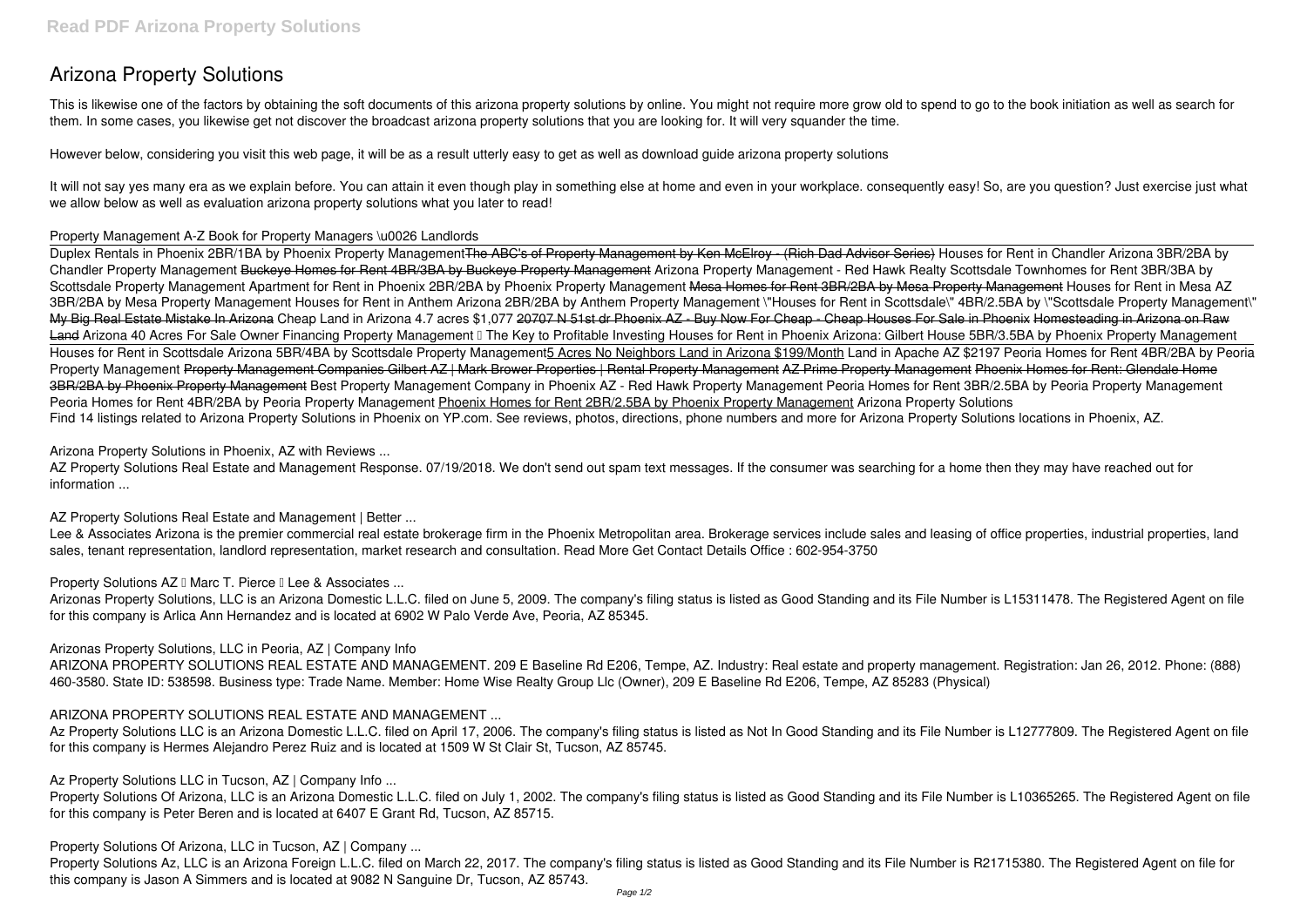# Arizona Property Solutions

This is likewise one of the factors by obtaining the soft documents of this arizona property solutions by online. You might not require more grow old to spend to go to the book initiation as well as search for them. In some cases, you likewise get not discover the broadcast arizona property solutions that you are looking for. It will very squander the time.

However below, considering you visit this web page, it will be as a result utterly easy to get as well as download guide arizona property solutions

It will not say yes many era as we explain before. You can attain it even though play in something else at home and even in your workplace. consequently easy! So, are you question? Just exercise just what we allow below as well as evaluation arizona property solutions what you later to read!

*Property Management A-Z Book for Property Managers \u0026 Landlords*

Duplex Rentals in Phoenix 2BR/1BA by Phoenix Property ManagementThe ABC's of Property Management by Ken McElroy - (Rich Dad Advisor Series) *Houses for Rent in Chandler Arizona 3BR/2BA by Chandler Property Management* Buckeye Homes for Rent 4BR/3BA by Buckeye Property Management *Arizona Property Management - Red Hawk Realty Scottsdale Townhomes for Rent 3BR/3BA by Scottsdale Property Management Apartment for Rent in Phoenix 2BR/2BA by Phoenix Property Management* Mesa Homes for Rent 3BR/2BA by Mesa Property Management *Houses for Rent in Mesa AZ 3BR/2BA by Mesa Property Management Houses for Rent in Anthem Arizona 2BR/2BA by Anthem Property Management \"Houses for Rent in Scottsdale\" 4BR/2.5BA by \"Scottsdale Property Management\"* My Big Real Estate Mistake In Arizona *Cheap Land in Arizona 4.7 acres $1,077* 20707 N 51st dr Phoenix AZ - Buy Now For Cheap - Cheap Houses For Sale in Phoenix Homesteading in Arizona on Raw Land *Arizona 40 Acres For Sale Owner Financing Property Management – The Key to Profitable Investing Houses for Rent in Phoenix Arizona: Gilbert House 5BR/3.5BA by Phoenix Property Management*

Houses for Rent in Scottsdale Arizona 5BR/4BA by Scottsdale Property Management5 Acres No Neighbors Land in Arizona $199/Month *Land in Apache AZ $2197 Peoria Homes for Rent 4BR/2BA by Peoria Property Management* Property Management Companies Gilbert AZ | Mark Brower Properties | Rental Property Management AZ Prime Property Management Phoenix Homes for Rent: Glendale Home 3BR/2BA by Phoenix Property Management *Best Property Management Company in Phoenix AZ - Red Hawk Property Management Peoria Homes for Rent 3BR/2.5BA by Peoria Property Management Peoria Homes for Rent 4BR/2BA by Peoria Property Management* Phoenix Homes for Rent 2BR/2.5BA by Phoenix Property Management *Arizona Property Solutions*

Find 14 listings related to Arizona Property Solutions in Phoenix on YP.com. See reviews, photos, directions, phone numbers and more for Arizona Property Solutions locations in Phoenix, AZ.

*Arizona Property Solutions in Phoenix, AZ with Reviews ...*

AZ Property Solutions Real Estate and Management Response. 07/19/2018. We don't send out spam text messages. If the consumer was searching for a home then they may have reached out for information ...

*AZ Property Solutions Real Estate and Management | Better ...*

Lee & Associates Arizona is the premier commercial real estate brokerage firm in the Phoenix Metropolitan area. Brokerage services include sales and leasing of office properties, industrial properties, land sales, tenant representation, landlord representation, market research and consultation. Read More Get Contact Details Office : 602-954-3750

*Property Solutions AZ – Marc T. Pierce – Lee & Associates ...*

Arizonas Property Solutions, LLC is an Arizona Domestic L.L.C. filed on June 5, 2009. The company's filing status is listed as Good Standing and its File Number is L15311478. The Registered Agent on file for this company is Arlica Ann Hernandez and is located at 6902 W Palo Verde Ave, Peoria, AZ 85345.

*Arizonas Property Solutions, LLC in Peoria, AZ | Company Info*

ARIZONA PROPERTY SOLUTIONS REAL ESTATE AND MANAGEMENT. 209 E Baseline Rd E206, Tempe, AZ. Industry: Real estate and property management. Registration: Jan 26, 2012. Phone: (888) 460-3580. State ID: 538598. Business type: Trade Name. Member: Home Wise Realty Group Llc (Owner), 209 E Baseline Rd E206, Tempe, AZ 85283 (Physical)

*ARIZONA PROPERTY SOLUTIONS REAL ESTATE AND MANAGEMENT ...*

Az Property Solutions LLC is an Arizona Domestic L.L.C. filed on April 17, 2006. The company's filing status is listed as Not In Good Standing and its File Number is L12777809. The Registered Agent on file for this company is Hermes Alejandro Perez Ruiz and is located at 1509 W St Clair St, Tucson, AZ 85745.

*Az Property Solutions LLC in Tucson, AZ | Company Info ...*

Property Solutions Of Arizona, LLC is an Arizona Domestic L.L.C. filed on July 1, 2002. The company's filing status is listed as Good Standing and its File Number is L10365265. The Registered Agent on file for this company is Peter Beren and is located at 6407 E Grant Rd, Tucson, AZ 85715.

*Property Solutions Of Arizona, LLC in Tucson, AZ | Company ...*

Property Solutions Az, LLC is an Arizona Foreign L.L.C. filed on March 22, 2017. The company's filing status is listed as Good Standing and its File Number is R21715380. The Registered Agent on file for this company is Jason A Simmers and is located at 9082 N Sanguine Dr, Tucson, AZ 85743.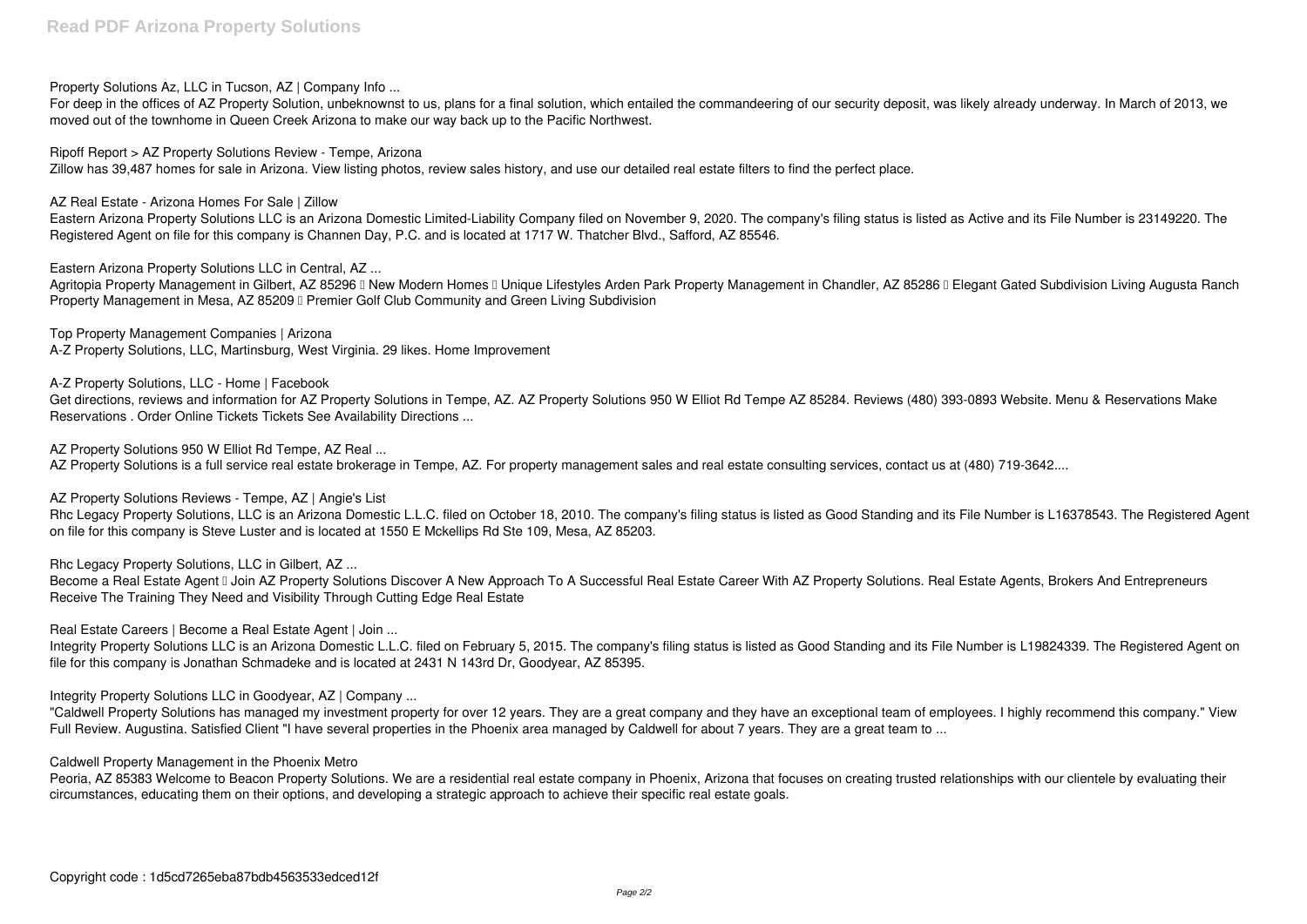**Property Solutions Az, LLC in Tucson, AZ | Company Info ...**

For deep in the offices of AZ Property Solution, unbeknownst to us, plans for a final solution, which entailed the commandeering of our security deposit, was likely already underway. In March of 2013, we moved out of the townhome in Queen Creek Arizona to make our way back up to the Pacific Northwest.

**Ripoff Report > AZ Property Solutions Review - Tempe, Arizona**

Zillow has 39,487 homes for sale in Arizona. View listing photos, review sales history, and use our detailed real estate filters to find the perfect place.

**AZ Real Estate - Arizona Homes For Sale | Zillow**

Eastern Arizona Property Solutions LLC is an Arizona Domestic Limited-Liability Company filed on November 9, 2020. The company's filing status is listed as Active and its File Number is 23149220. The Registered Agent on file for this company is Channen Day, P.C. and is located at 1717 W. Thatcher Blvd., Safford, AZ 85546.

**Eastern Arizona Property Solutions LLC in Central, AZ ...**

Agritopia Property Management in Gilbert, AZ 85296 – New Modern Homes – Unique Lifestyles Arden Park Property Management in Chandler, AZ 85286 – Elegant Gated Subdivision Living Augusta Ranch Property Management in Mesa, AZ 85209 – Premier Golf Club Community and Green Living Subdivision

**Top Property Management Companies | Arizona**

A-Z Property Solutions, LLC, Martinsburg, West Virginia. 29 likes. Home Improvement

**A-Z Property Solutions, LLC - Home | Facebook**

Get directions, reviews and information for AZ Property Solutions in Tempe, AZ. AZ Property Solutions 950 W Elliot Rd Tempe AZ 85284. Reviews (480) 393-0893 Website. Menu & Reservations Make Reservations . Order Online Tickets Tickets See Availability Directions ...

**AZ Property Solutions 950 W Elliot Rd Tempe, AZ Real ...**

AZ Property Solutions is a full service real estate brokerage in Tempe, AZ. For property management sales and real estate consulting services, contact us at (480) 719-3642....

**AZ Property Solutions Reviews - Tempe, AZ | Angie's List**

Rhc Legacy Property Solutions, LLC is an Arizona Domestic L.L.C. filed on October 18, 2010. The company's filing status is listed as Good Standing and its File Number is L16378543. The Registered Agent on file for this company is Steve Luster and is located at 1550 E Mckellips Rd Ste 109, Mesa, AZ 85203.

**Rhc Legacy Property Solutions, LLC in Gilbert, AZ ...**

Become a Real Estate Agent – Join AZ Property Solutions Discover A New Approach To A Successful Real Estate Career With AZ Property Solutions. Real Estate Agents, Brokers And Entrepreneurs Receive The Training They Need and Visibility Through Cutting Edge Real Estate

**Real Estate Careers | Become a Real Estate Agent | Join ...**

Integrity Property Solutions LLC is an Arizona Domestic L.L.C. filed on February 5, 2015. The company's filing status is listed as Good Standing and its File Number is L19824339. The Registered Agent on file for this company is Jonathan Schmadeke and is located at 2431 N 143rd Dr, Goodyear, AZ 85395.

**Integrity Property Solutions LLC in Goodyear, AZ | Company ...**

"Caldwell Property Solutions has managed my investment property for over 12 years. They are a great company and they have an exceptional team of employees. I highly recommend this company." View Full Review. Augustina. Satisfied Client "I have several properties in the Phoenix area managed by Caldwell for about 7 years. They are a great team to ...

**Caldwell Property Management in the Phoenix Metro**

Peoria, AZ 85383 Welcome to Beacon Property Solutions. We are a residential real estate company in Phoenix, Arizona that focuses on creating trusted relationships with our clientele by evaluating their circumstances, educating them on their options, and developing a strategic approach to achieve their specific real estate goals.

Copyright code : 1d5cd7265eba87bdb4563533edced12f